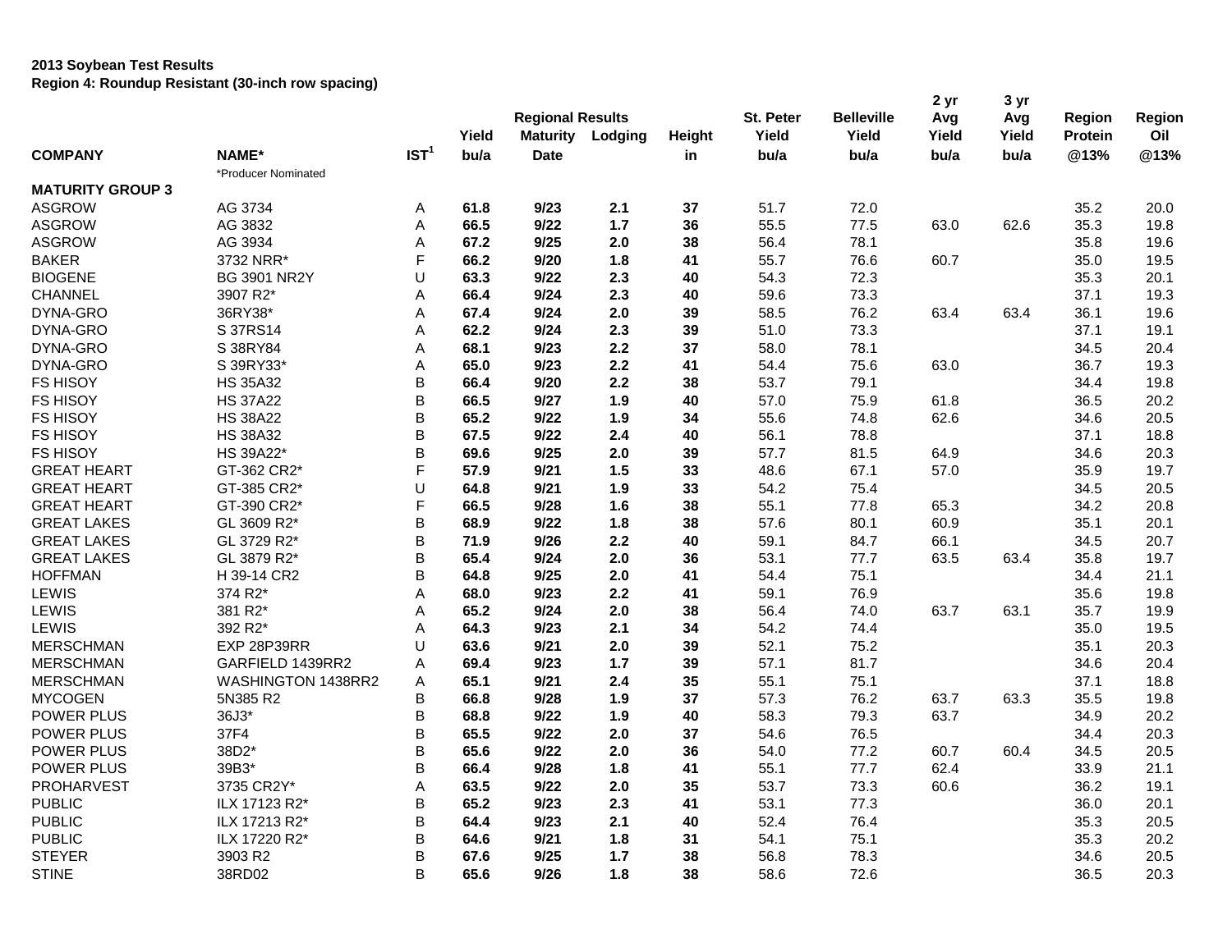**2013 Soybean Test Results**
**Region 4: Roundup Resistant (30-inch row spacing)**

| COMPANY | NAME* | IST[1] | Yield bu/a | Regional Results Maturity Date | Lodging | Height in | St. Peter Yield bu/a | Belleville Yield bu/a | 2 yr Avg Yield bu/a | 3 yr Avg Yield bu/a | Region Protein @13% | Region Oil @13% |
|---|---|---|---|---|---|---|---|---|---|---|---|---|
| | *Producer Nominated | | | | | | | | | | | |
| **MATURITY GROUP 3** | | | | | | | | | | | | |
| ASGROW | AG 3734 | A | **61.8** | **9/23** | **2.1** | **37** | 51.7 | 72.0 | | | 35.2 | 20.0 |
| ASGROW | AG 3832 | A | **66.5** | **9/22** | **1.7** | **36** | 55.5 | 77.5 | 63.0 | 62.6 | 35.3 | 19.8 |
| ASGROW | AG 3934 | A | **67.2** | **9/25** | **2.0** | **38** | 56.4 | 78.1 | | | 35.8 | 19.6 |
| BAKER | 3732 NRR* | F | **66.2** | **9/20** | **1.8** | **41** | 55.7 | 76.6 | 60.7 | | 35.0 | 19.5 |
| BIOGENE | BG 3901 NR2Y | U | **63.3** | **9/22** | **2.3** | **40** | 54.3 | 72.3 | | | 35.3 | 20.1 |
| CHANNEL | 3907 R2* | A | **66.4** | **9/24** | **2.3** | **40** | 59.6 | 73.3 | | | 37.1 | 19.3 |
| DYNA-GRO | 36RY38* | A | **67.4** | **9/24** | **2.0** | **39** | 58.5 | 76.2 | 63.4 | 63.4 | 36.1 | 19.6 |
| DYNA-GRO | S 37RS14 | A | **62.2** | **9/24** | **2.3** | **39** | 51.0 | 73.3 | | | 37.1 | 19.1 |
| DYNA-GRO | S 38RY84 | A | **68.1** | **9/23** | **2.2** | **37** | 58.0 | 78.1 | | | 34.5 | 20.4 |
| DYNA-GRO | S 39RY33* | A | **65.0** | **9/23** | **2.2** | **41** | 54.4 | 75.6 | 63.0 | | 36.7 | 19.3 |
| FS HISOY | HS 35A32 | B | **66.4** | **9/20** | **2.2** | **38** | 53.7 | 79.1 | | | 34.4 | 19.8 |
| FS HISOY | HS 37A22 | B | **66.5** | **9/27** | **1.9** | **40** | 57.0 | 75.9 | 61.8 | | 36.5 | 20.2 |
| FS HISOY | HS 38A22 | B | **65.2** | **9/22** | **1.9** | **34** | 55.6 | 74.8 | 62.6 | | 34.6 | 20.5 |
| FS HISOY | HS 38A32 | B | **67.5** | **9/22** | **2.4** | **40** | 56.1 | 78.8 | | | 37.1 | 18.8 |
| FS HISOY | HS 39A22* | B | **69.6** | **9/25** | **2.0** | **39** | 57.7 | 81.5 | 64.9 | | 34.6 | 20.3 |
| GREAT HEART | GT-362 CR2* | F | **57.9** | **9/21** | **1.5** | **33** | 48.6 | 67.1 | 57.0 | | 35.9 | 19.7 |
| GREAT HEART | GT-385 CR2* | U | **64.8** | **9/21** | **1.9** | **33** | 54.2 | 75.4 | | | 34.5 | 20.5 |
| GREAT HEART | GT-390 CR2* | F | **66.5** | **9/28** | **1.6** | **38** | 55.1 | 77.8 | 65.3 | | 34.2 | 20.8 |
| GREAT LAKES | GL 3609 R2* | B | **68.9** | **9/22** | **1.8** | **38** | 57.6 | 80.1 | 60.9 | | 35.1 | 20.1 |
| GREAT LAKES | GL 3729 R2* | B | **71.9** | **9/26** | **2.2** | **40** | 59.1 | 84.7 | 66.1 | | 34.5 | 20.7 |
| GREAT LAKES | GL 3879 R2* | B | **65.4** | **9/24** | **2.0** | **36** | 53.1 | 77.7 | 63.5 | 63.4 | 35.8 | 19.7 |
| HOFFMAN | H 39-14 CR2 | B | **64.8** | **9/25** | **2.0** | **41** | 54.4 | 75.1 | | | 34.4 | 21.1 |
| LEWIS | 374 R2* | A | **68.0** | **9/23** | **2.2** | **41** | 59.1 | 76.9 | | | 35.6 | 19.8 |
| LEWIS | 381 R2* | A | **65.2** | **9/24** | **2.0** | **38** | 56.4 | 74.0 | 63.7 | 63.1 | 35.7 | 19.9 |
| LEWIS | 392 R2* | A | **64.3** | **9/23** | **2.1** | **34** | 54.2 | 74.4 | | | 35.0 | 19.5 |
| MERSCHMAN | EXP 28P39RR | U | **63.6** | **9/21** | **2.0** | **39** | 52.1 | 75.2 | | | 35.1 | 20.3 |
| MERSCHMAN | GARFIELD 1439RR2 | A | **69.4** | **9/23** | **1.7** | **39** | 57.1 | 81.7 | | | 34.6 | 20.4 |
| MERSCHMAN | WASHINGTON 1438RR2 | A | **65.1** | **9/21** | **2.4** | **35** | 55.1 | 75.1 | | | 37.1 | 18.8 |
| MYCOGEN | 5N385 R2 | B | **66.8** | **9/28** | **1.9** | **37** | 57.3 | 76.2 | 63.7 | 63.3 | 35.5 | 19.8 |
| POWER PLUS | 36J3* | B | **68.8** | **9/22** | **1.9** | **40** | 58.3 | 79.3 | 63.7 | | 34.9 | 20.2 |
| POWER PLUS | 37F4 | B | **65.5** | **9/22** | **2.0** | **37** | 54.6 | 76.5 | | | 34.4 | 20.3 |
| POWER PLUS | 38D2* | B | **65.6** | **9/22** | **2.0** | **36** | 54.0 | 77.2 | 60.7 | 60.4 | 34.5 | 20.5 |
| POWER PLUS | 39B3* | B | **66.4** | **9/28** | **1.8** | **41** | 55.1 | 77.7 | 62.4 | | 33.9 | 21.1 |
| PROHARVEST | 3735 CR2Y* | A | **63.5** | **9/22** | **2.0** | **35** | 53.7 | 73.3 | 60.6 | | 36.2 | 19.1 |
| PUBLIC | ILX 17123 R2* | B | **65.2** | **9/23** | **2.3** | **41** | 53.1 | 77.3 | | | 36.0 | 20.1 |
| PUBLIC | ILX 17213 R2* | B | **64.4** | **9/23** | **2.1** | **40** | 52.4 | 76.4 | | | 35.3 | 20.5 |
| PUBLIC | ILX 17220 R2* | B | **64.6** | **9/21** | **1.8** | **31** | 54.1 | 75.1 | | | 35.3 | 20.2 |
| STEYER | 3903 R2 | B | **67.6** | **9/25** | **1.7** | **38** | 56.8 | 78.3 | | | 34.6 | 20.5 |
| STINE | 38RD02 | B | **65.6** | **9/26** | **1.8** | **38** | 58.6 | 72.6 | | | 36.5 | 20.3 |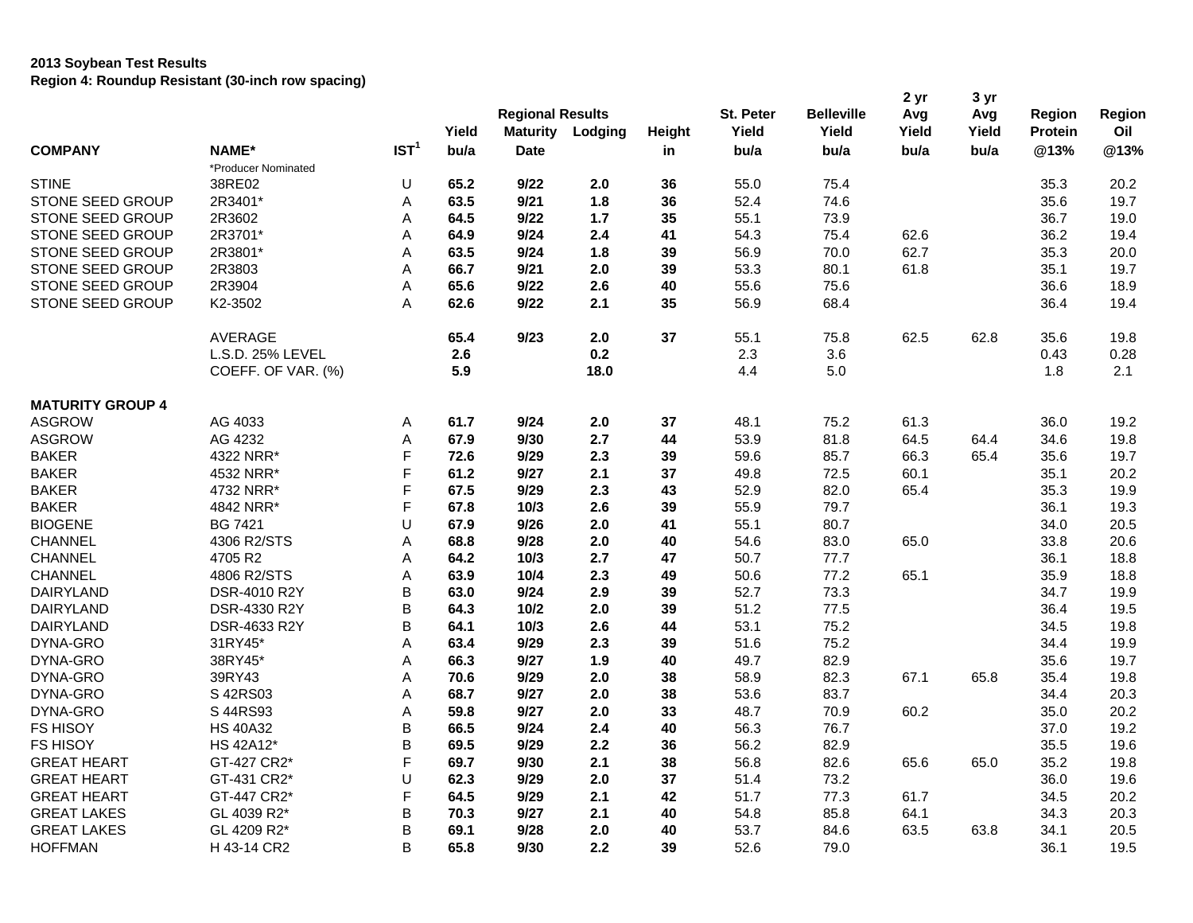**2013 Soybean Test Results**
**Region 4: Roundup Resistant (30-inch row spacing)**

| COMPANY | NAME* | IST[1] | Yield bu/a | Regional Results Maturity Date | Lodging | Height in | St. Peter Yield bu/a | Belleville Yield bu/a | 2 yr Avg Yield bu/a | 3 yr Avg Yield bu/a | Region Protein @13% | Region Oil @13% |
|---|---|---|---|---|---|---|---|---|---|---|---|---|
| | *Producer Nominated | | | | | | | | | | | |
| STINE | 38RE02 | U | **65.2** | **9/22** | **2.0** | **36** | 55.0 | 75.4 | | | 35.3 | 20.2 |
| STONE SEED GROUP | 2R3401* | A | **63.5** | **9/21** | **1.8** | **36** | 52.4 | 74.6 | | | 35.6 | 19.7 |
| STONE SEED GROUP | 2R3602 | A | **64.5** | **9/22** | **1.7** | **35** | 55.1 | 73.9 | | | 36.7 | 19.0 |
| STONE SEED GROUP | 2R3701* | A | **64.9** | **9/24** | **2.4** | **41** | 54.3 | 75.4 | 62.6 | | 36.2 | 19.4 |
| STONE SEED GROUP | 2R3801* | A | **63.5** | **9/24** | **1.8** | **39** | 56.9 | 70.0 | 62.7 | | 35.3 | 20.0 |
| STONE SEED GROUP | 2R3803 | A | **66.7** | **9/21** | **2.0** | **39** | 53.3 | 80.1 | 61.8 | | 35.1 | 19.7 |
| STONE SEED GROUP | 2R3904 | A | **65.6** | **9/22** | **2.6** | **40** | 55.6 | 75.6 | | | 36.6 | 18.9 |
| STONE SEED GROUP | K2-3502 | A | **62.6** | **9/22** | **2.1** | **35** | 56.9 | 68.4 | | | 36.4 | 19.4 |
| | AVERAGE | | **65.4** | **9/23** | **2.0** | **37** | 55.1 | 75.8 | 62.5 | 62.8 | 35.6 | 19.8 |
| | L.S.D. 25% LEVEL | | **2.6** | | **0.2** | | 2.3 | 3.6 | | | 0.43 | 0.28 |
| | COEFF. OF VAR. (%) | | **5.9** | | **18.0** | | 4.4 | 5.0 | | | 1.8 | 2.1 |
| **MATURITY GROUP 4** | | | | | | | | | | | | |
| ASGROW | AG 4033 | A | **61.7** | **9/24** | **2.0** | **37** | 48.1 | 75.2 | 61.3 | | 36.0 | 19.2 |
| ASGROW | AG 4232 | A | **67.9** | **9/30** | **2.7** | **44** | 53.9 | 81.8 | 64.5 | 64.4 | 34.6 | 19.8 |
| BAKER | 4322 NRR* | F | **72.6** | **9/29** | **2.3** | **39** | 59.6 | 85.7 | 66.3 | 65.4 | 35.6 | 19.7 |
| BAKER | 4532 NRR* | F | **61.2** | **9/27** | **2.1** | **37** | 49.8 | 72.5 | 60.1 | | 35.1 | 20.2 |
| BAKER | 4732 NRR* | F | **67.5** | **9/29** | **2.3** | **43** | 52.9 | 82.0 | 65.4 | | 35.3 | 19.9 |
| BAKER | 4842 NRR* | F | **67.8** | **10/3** | **2.6** | **39** | 55.9 | 79.7 | | | 36.1 | 19.3 |
| BIOGENE | BG 7421 | U | **67.9** | **9/26** | **2.0** | **41** | 55.1 | 80.7 | | | 34.0 | 20.5 |
| CHANNEL | 4306 R2/STS | A | **68.8** | **9/28** | **2.0** | **40** | 54.6 | 83.0 | 65.0 | | 33.8 | 20.6 |
| CHANNEL | 4705 R2 | A | **64.2** | **10/3** | **2.7** | **47** | 50.7 | 77.7 | | | 36.1 | 18.8 |
| CHANNEL | 4806 R2/STS | A | **63.9** | **10/4** | **2.3** | **49** | 50.6 | 77.2 | 65.1 | | 35.9 | 18.8 |
| DAIRYLAND | DSR-4010 R2Y | B | **63.0** | **9/24** | **2.9** | **39** | 52.7 | 73.3 | | | 34.7 | 19.9 |
| DAIRYLAND | DSR-4330 R2Y | B | **64.3** | **10/2** | **2.0** | **39** | 51.2 | 77.5 | | | 36.4 | 19.5 |
| DAIRYLAND | DSR-4633 R2Y | B | **64.1** | **10/3** | **2.6** | **44** | 53.1 | 75.2 | | | 34.5 | 19.8 |
| DYNA-GRO | 31RY45* | A | **63.4** | **9/29** | **2.3** | **39** | 51.6 | 75.2 | | | 34.4 | 19.9 |
| DYNA-GRO | 38RY45* | A | **66.3** | **9/27** | **1.9** | **40** | 49.7 | 82.9 | | | 35.6 | 19.7 |
| DYNA-GRO | 39RY43 | A | **70.6** | **9/29** | **2.0** | **38** | 58.9 | 82.3 | 67.1 | 65.8 | 35.4 | 19.8 |
| DYNA-GRO | S 42RS03 | A | **68.7** | **9/27** | **2.0** | **38** | 53.6 | 83.7 | | | 34.4 | 20.3 |
| DYNA-GRO | S 44RS93 | A | **59.8** | **9/27** | **2.0** | **33** | 48.7 | 70.9 | 60.2 | | 35.0 | 20.2 |
| FS HISOY | HS 40A32 | B | **66.5** | **9/24** | **2.4** | **40** | 56.3 | 76.7 | | | 37.0 | 19.2 |
| FS HISOY | HS 42A12* | B | **69.5** | **9/29** | **2.2** | **36** | 56.2 | 82.9 | | | 35.5 | 19.6 |
| GREAT HEART | GT-427 CR2* | F | **69.7** | **9/30** | **2.1** | **38** | 56.8 | 82.6 | 65.6 | 65.0 | 35.2 | 19.8 |
| GREAT HEART | GT-431 CR2* | U | **62.3** | **9/29** | **2.0** | **37** | 51.4 | 73.2 | | | 36.0 | 19.6 |
| GREAT HEART | GT-447 CR2* | F | **64.5** | **9/29** | **2.1** | **42** | 51.7 | 77.3 | 61.7 | | 34.5 | 20.2 |
| GREAT LAKES | GL 4039 R2* | B | **70.3** | **9/27** | **2.1** | **40** | 54.8 | 85.8 | 64.1 | | 34.3 | 20.3 |
| GREAT LAKES | GL 4209 R2* | B | **69.1** | **9/28** | **2.0** | **40** | 53.7 | 84.6 | 63.5 | 63.8 | 34.1 | 20.5 |
| HOFFMAN | H 43-14 CR2 | B | **65.8** | **9/30** | **2.2** | **39** | 52.6 | 79.0 | | | 36.1 | 19.5 |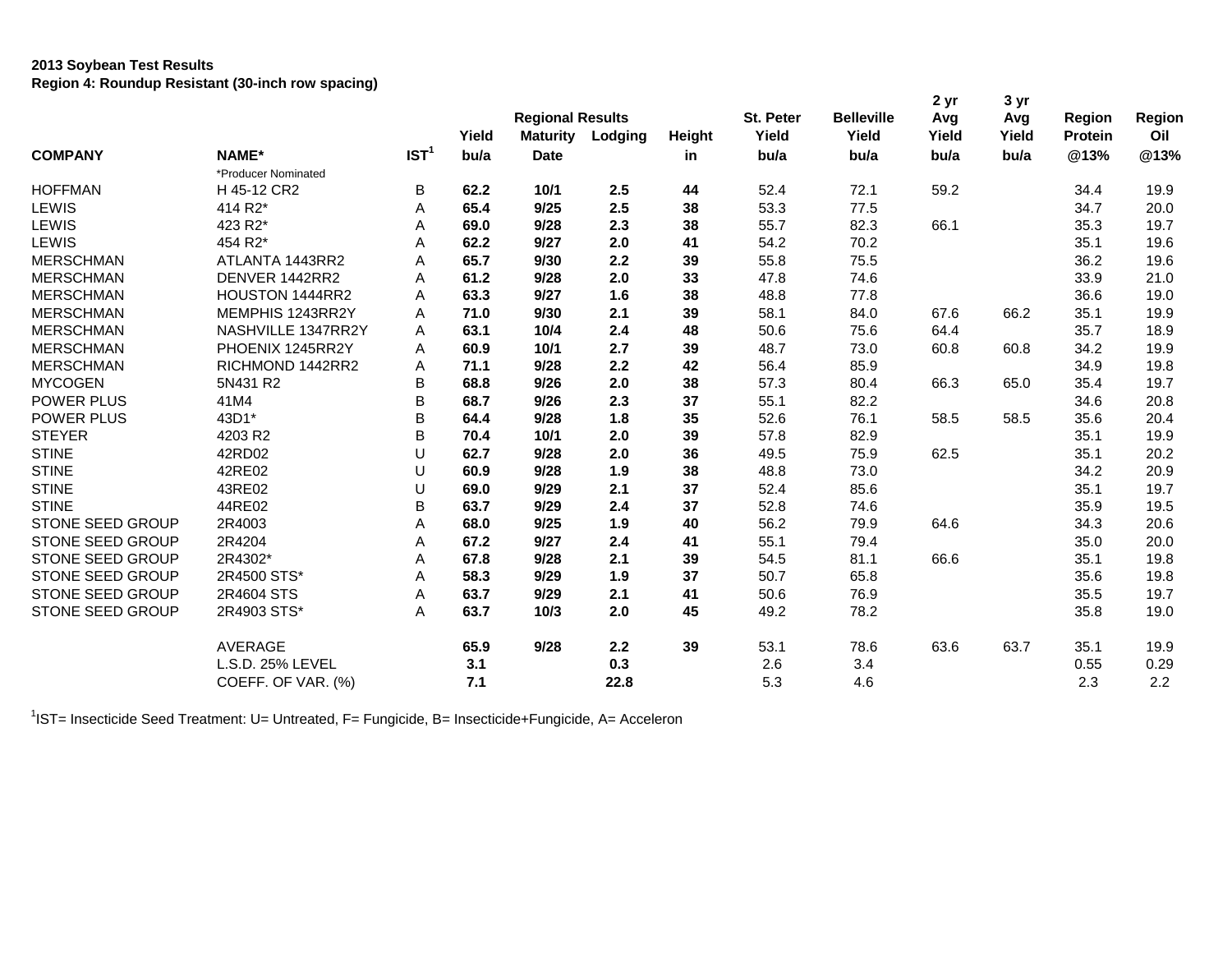**2013 Soybean Test Results**
**Region 4: Roundup Resistant (30-inch row spacing)**

| COMPANY | NAME* | IST[1] | Yield bu/a | Regional Results Maturity Date | Lodging | Height in | St. Peter Yield bu/a | Belleville Yield bu/a | 2 yr Avg Yield bu/a | 3 yr Avg Yield bu/a | Region Protein @13% | Region Oil @13% |
|---|---|---|---|---|---|---|---|---|---|---|---|---|
| | *Producer Nominated | | | | | | | | | | | |
| HOFFMAN | H 45-12 CR2 | B | **62.2** | **10/1** | **2.5** | **44** | 52.4 | 72.1 | 59.2 | | 34.4 | 19.9 |
| LEWIS | 414 R2* | A | **65.4** | **9/25** | **2.5** | **38** | 53.3 | 77.5 | | | 34.7 | 20.0 |
| LEWIS | 423 R2* | A | **69.0** | **9/28** | **2.3** | **38** | 55.7 | 82.3 | 66.1 | | 35.3 | 19.7 |
| LEWIS | 454 R2* | A | **62.2** | **9/27** | **2.0** | **41** | 54.2 | 70.2 | | | 35.1 | 19.6 |
| MERSCHMAN | ATLANTA 1443RR2 | A | **65.7** | **9/30** | **2.2** | **39** | 55.8 | 75.5 | | | 36.2 | 19.6 |
| MERSCHMAN | DENVER 1442RR2 | A | **61.2** | **9/28** | **2.0** | **33** | 47.8 | 74.6 | | | 33.9 | 21.0 |
| MERSCHMAN | HOUSTON 1444RR2 | A | **63.3** | **9/27** | **1.6** | **38** | 48.8 | 77.8 | | | 36.6 | 19.0 |
| MERSCHMAN | MEMPHIS 1243RR2Y | A | **71.0** | **9/30** | **2.1** | **39** | 58.1 | 84.0 | 67.6 | 66.2 | 35.1 | 19.9 |
| MERSCHMAN | NASHVILLE 1347RR2Y | A | **63.1** | **10/4** | **2.4** | **48** | 50.6 | 75.6 | 64.4 | | 35.7 | 18.9 |
| MERSCHMAN | PHOENIX 1245RR2Y | A | **60.9** | **10/1** | **2.7** | **39** | 48.7 | 73.0 | 60.8 | 60.8 | 34.2 | 19.9 |
| MERSCHMAN | RICHMOND 1442RR2 | A | **71.1** | **9/28** | **2.2** | **42** | 56.4 | 85.9 | | | 34.9 | 19.8 |
| MYCOGEN | 5N431 R2 | B | **68.8** | **9/26** | **2.0** | **38** | 57.3 | 80.4 | 66.3 | 65.0 | 35.4 | 19.7 |
| POWER PLUS | 41M4 | B | **68.7** | **9/26** | **2.3** | **37** | 55.1 | 82.2 | | | 34.6 | 20.8 |
| POWER PLUS | 43D1* | B | **64.4** | **9/28** | **1.8** | **35** | 52.6 | 76.1 | 58.5 | 58.5 | 35.6 | 20.4 |
| STEYER | 4203 R2 | B | **70.4** | **10/1** | **2.0** | **39** | 57.8 | 82.9 | | | 35.1 | 19.9 |
| STINE | 42RD02 | U | **62.7** | **9/28** | **2.0** | **36** | 49.5 | 75.9 | 62.5 | | 35.1 | 20.2 |
| STINE | 42RE02 | U | **60.9** | **9/28** | **1.9** | **38** | 48.8 | 73.0 | | | 34.2 | 20.9 |
| STINE | 43RE02 | U | **69.0** | **9/29** | **2.1** | **37** | 52.4 | 85.6 | | | 35.1 | 19.7 |
| STINE | 44RE02 | B | **63.7** | **9/29** | **2.4** | **37** | 52.8 | 74.6 | | | 35.9 | 19.5 |
| STONE SEED GROUP | 2R4003 | A | **68.0** | **9/25** | **1.9** | **40** | 56.2 | 79.9 | 64.6 | | 34.3 | 20.6 |
| STONE SEED GROUP | 2R4204 | A | **67.2** | **9/27** | **2.4** | **41** | 55.1 | 79.4 | | | 35.0 | 20.0 |
| STONE SEED GROUP | 2R4302* | A | **67.8** | **9/28** | **2.1** | **39** | 54.5 | 81.1 | 66.6 | | 35.1 | 19.8 |
| STONE SEED GROUP | 2R4500 STS* | A | **58.3** | **9/29** | **1.9** | **37** | 50.7 | 65.8 | | | 35.6 | 19.8 |
| STONE SEED GROUP | 2R4604 STS | A | **63.7** | **9/29** | **2.1** | **41** | 50.6 | 76.9 | | | 35.5 | 19.7 |
| STONE SEED GROUP | 2R4903 STS* | A | **63.7** | **10/3** | **2.0** | **45** | 49.2 | 78.2 | | | 35.8 | 19.0 |
| | AVERAGE | | **65.9** | **9/28** | **2.2** | **39** | 53.1 | 78.6 | 63.6 | 63.7 | 35.1 | 19.9 |
| | L.S.D. 25% LEVEL | | **3.1** | | **0.3** | | 2.6 | 3.4 | | | 0.55 | 0.29 |
| | COEFF. OF VAR. (%) | | **7.1** | | **22.8** | | 5.3 | 4.6 | | | 2.3 | 2.2 |

[1]IST= Insecticide Seed Treatment: U= Untreated, F= Fungicide, B= Insecticide+Fungicide, A= Acceleron